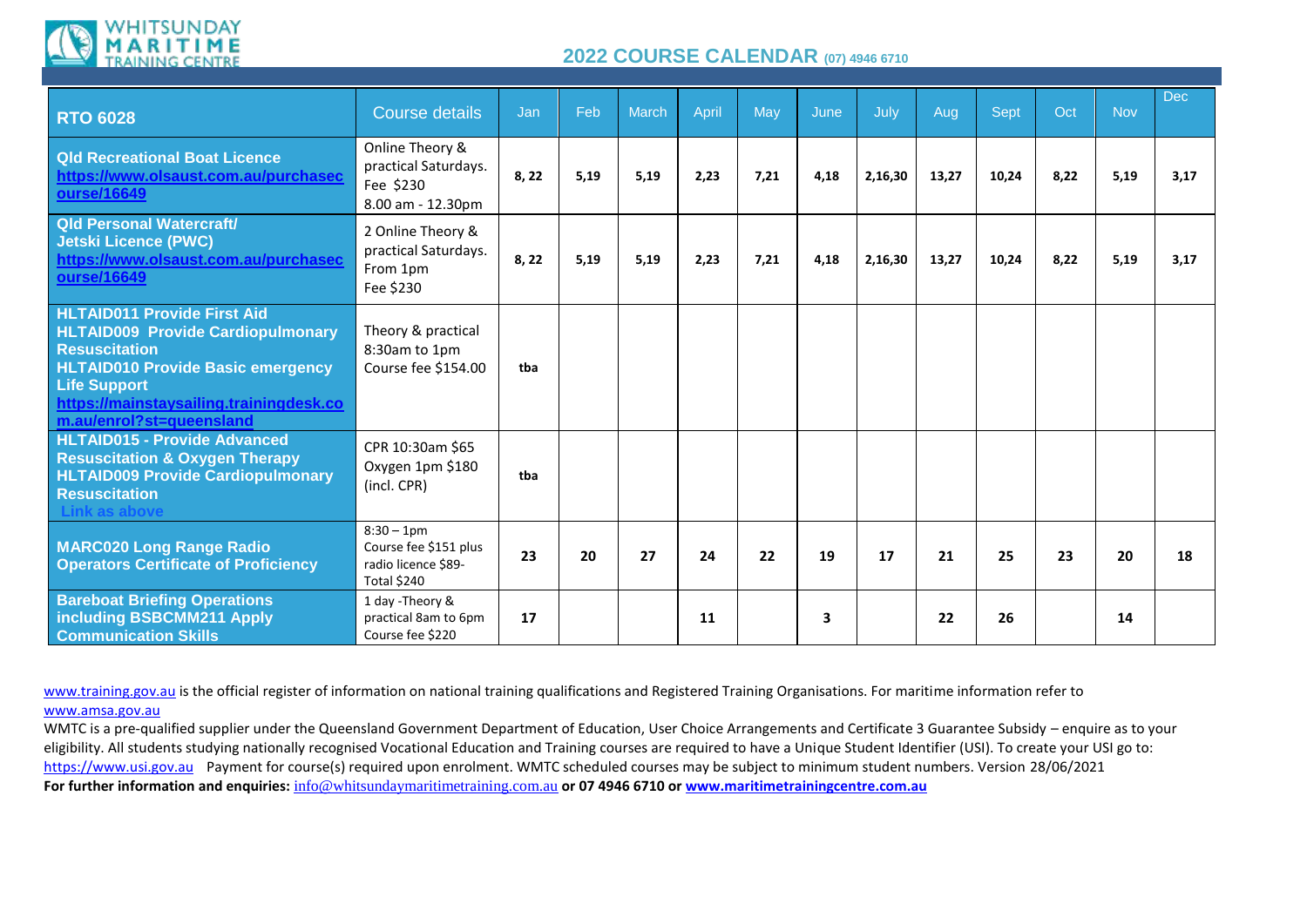WHITSUNDAY MARITIME TRAINING CENTRE

## 2022 COURSE CALENDAR (07) 4946 6710

| RTO 6028 | Course details | Jan | Feb | March | April | May | June | July | Aug | Sept | Oct | Nov | Dec |
|---|---|---|---|---|---|---|---|---|---|---|---|---|---|
| **Qld Recreational Boat Licence** https://www.olsaust.com.au/purchasecourse/16649 | Online Theory & practical Saturdays. Fee $230 8.00 am - 12.30pm | **8, 22** | **5,19** | **5,19** | **2,23** | **7,21** | **4,18** | **2,16,30** | **13,27** | **10,24** | **8,22** | **5,19** | **3,17** |
| **Qld Personal Watercraft/ Jetski Licence (PWC)** https://www.olsaust.com.au/purchasecourse/16649 | 2 Online Theory & practical Saturdays. From 1pm Fee $230 | **8, 22** | **5,19** | **5,19** | **2,23** | **7,21** | **4,18** | **2,16,30** | **13,27** | **10,24** | **8,22** | **5,19** | **3,17** |
| **HLTAID011 Provide First Aid HLTAID009 Provide Cardiopulmonary Resuscitation HLTAID010 Provide Basic emergency Life Support** https://mainstaysailing.trainingdesk.com.au/enrol?st=queensland | Theory & practical 8:30am to 1pm Course fee $154.00 | **tba** | | | | | | | | | | | |
| **HLTAID015 - Provide Advanced Resuscitation & Oxygen Therapy HLTAID009 Provide Cardiopulmonary Resuscitation** Link as above | CPR 10:30am $65 Oxygen 1pm $180 (incl. CPR) | **tba** | | | | | | | | | | | |
| **MARC020 Long Range Radio Operators Certificate of Proficiency** | 8:30 – 1pm Course fee $151 plus radio licence $89- Total $240 | **23** | **20** | **27** | **24** | **22** | **19** | **17** | **21** | **25** | **23** | **20** | **18** |
| **Bareboat Briefing Operations including BSBCMM211 Apply Communication Skills** | 1 day -Theory & practical 8am to 6pm Course fee $220 | **17** | | | **11** | | **3** | | **22** | **26** | | **14** | |

www.training.gov.au is the official register of information on national training qualifications and Registered Training Organisations. For maritime information refer to www.amsa.gov.au

WMTC is a pre-qualified supplier under the Queensland Government Department of Education, User Choice Arrangements and Certificate 3 Guarantee Subsidy – enquire as to your eligibility. All students studying nationally recognised Vocational Education and Training courses are required to have a Unique Student Identifier (USI). To create your USI go to: https://www.usi.gov.au Payment for course(s) required upon enrolment. WMTC scheduled courses may be subject to minimum student numbers. Version 28/06/2021

**For further information and enquiries:** info@whitsundaymaritimetraining.com.au **or 07 4946 6710 or www.maritimetrainingcentre.com.au**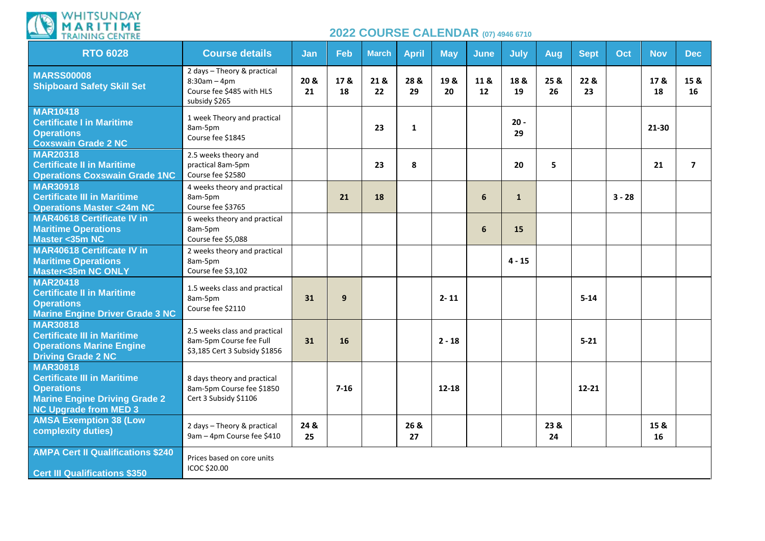WHITSUNDAY MARITIME TRAINING CENTRE

## 2022 COURSE CALENDAR (07) 4946 6710

| RTO 6028 | Course details | Jan | Feb | March | April | May | June | July | Aug | Sept | Oct | Nov | Dec |
|---|---|---|---|---|---|---|---|---|---|---|---|---|---|
| **MARSS00008 Shipboard Safety Skill Set** | 2 days – Theory & practical 8:30am – 4pm Course fee $485 with HLS subsidy $265 | 20 & 21 | 17 & 18 | 21 & 22 | 28 & 29 | 19 & 20 | 11 & 12 | 18 & 19 | 25 & 26 | 22 & 23 | | 17 & 18 | 15 & 16 |
| **MAR10418 Certificate I in Maritime Operations Coxswain Grade 2 NC** | 1 week Theory and practical 8am-5pm Course fee $1845 | | | 23 | 1 | | | 20 - 29 | | | | 21-30 | |
| **MAR20318 Certificate II in Maritime Operations Coxswain Grade 1NC** | 2.5 weeks theory and practical 8am-5pm Course fee $2580 | | | 23 | 8 | | | 20 | 5 | | | 21 | 7 |
| **MAR30918 Certificate III in Maritime Operations Master <24m NC** | 4 weeks theory and practical 8am-5pm Course fee $3765 | | 21 | 18 | | | 6 | 1 | | | 3 - 28 | | |
| **MAR40618 Certificate IV in Maritime Operations Master <35m NC** | 6 weeks theory and practical 8am-5pm Course fee $5,088 | | | | | | 6 | 15 | | | | | |
| **MAR40618 Certificate IV in Maritime Operations Master<35m NC ONLY** | 2 weeks theory and practical 8am-5pm Course fee $3,102 | | | | | | | 4 - 15 | | | | | |
| **MAR20418 Certificate II in Maritime Operations Marine Engine Driver Grade 3 NC** | 1.5 weeks class and practical 8am-5pm Course fee $2110 | 31 | 9 | | | 2- 11 | | | | 5-14 | | | |
| **MAR30818 Certificate III in Maritime Operations Marine Engine Driving Grade 2 NC** | 2.5 weeks class and practical 8am-5pm Course fee Full $3,185 Cert 3 Subsidy $1856 | 31 | 16 | | | 2 - 18 | | | | 5-21 | | | |
| **MAR30818 Certificate III in Maritime Operations Marine Engine Driving Grade 2 NC Upgrade from MED 3** | 8 days theory and practical 8am-5pm Course fee $1850 Cert 3 Subsidy $1106 | | 7-16 | | | 12-18 | | | | 12-21 | | | |
| **AMSA Exemption 38 (Low complexity duties)** | 2 days – Theory & practical 9am – 4pm Course fee $410 | 24 & 25 | | | 26 & 27 | | | | 23 & 24 | | | 15 & 16 | |
| **AMPA Cert II Qualifications $240**<br><br>**Cert III Qualifications $350** | Prices based on core units ICOC $20.00 | | | | | | | | | | | | |